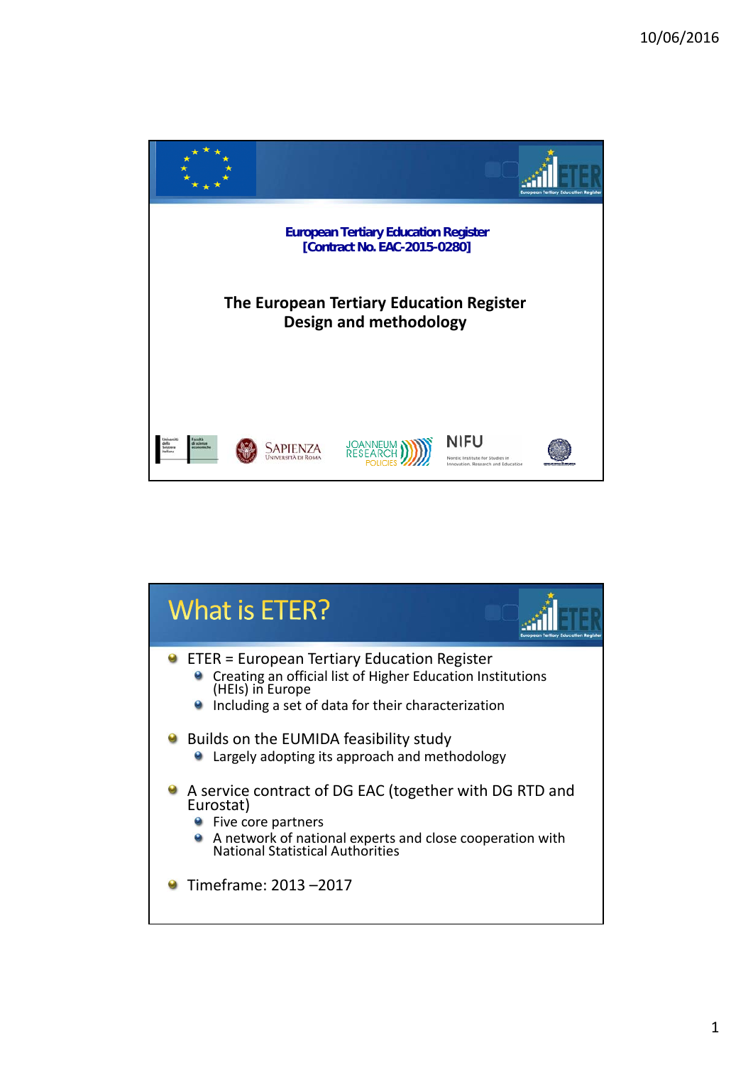**European Tertiary Education Register**
**[Contract No. EAC-2015-0280]**

# The European Tertiary Education Register
# Design and methodology

## What is ETER?

- ETER = European Tertiary Education Register
  - Creating an official list of Higher Education Institutions (HEIs) in Europe
  - Including a set of data for their characterization
- Builds on the EUMIDA feasibility study
  - Largely adopting its approach and methodology
- A service contract of DG EAC (together with DG RTD and Eurostat)
  - Five core partners
  - A network of national experts and close cooperation with National Statistical Authorities
- Timeframe: 2013 –2017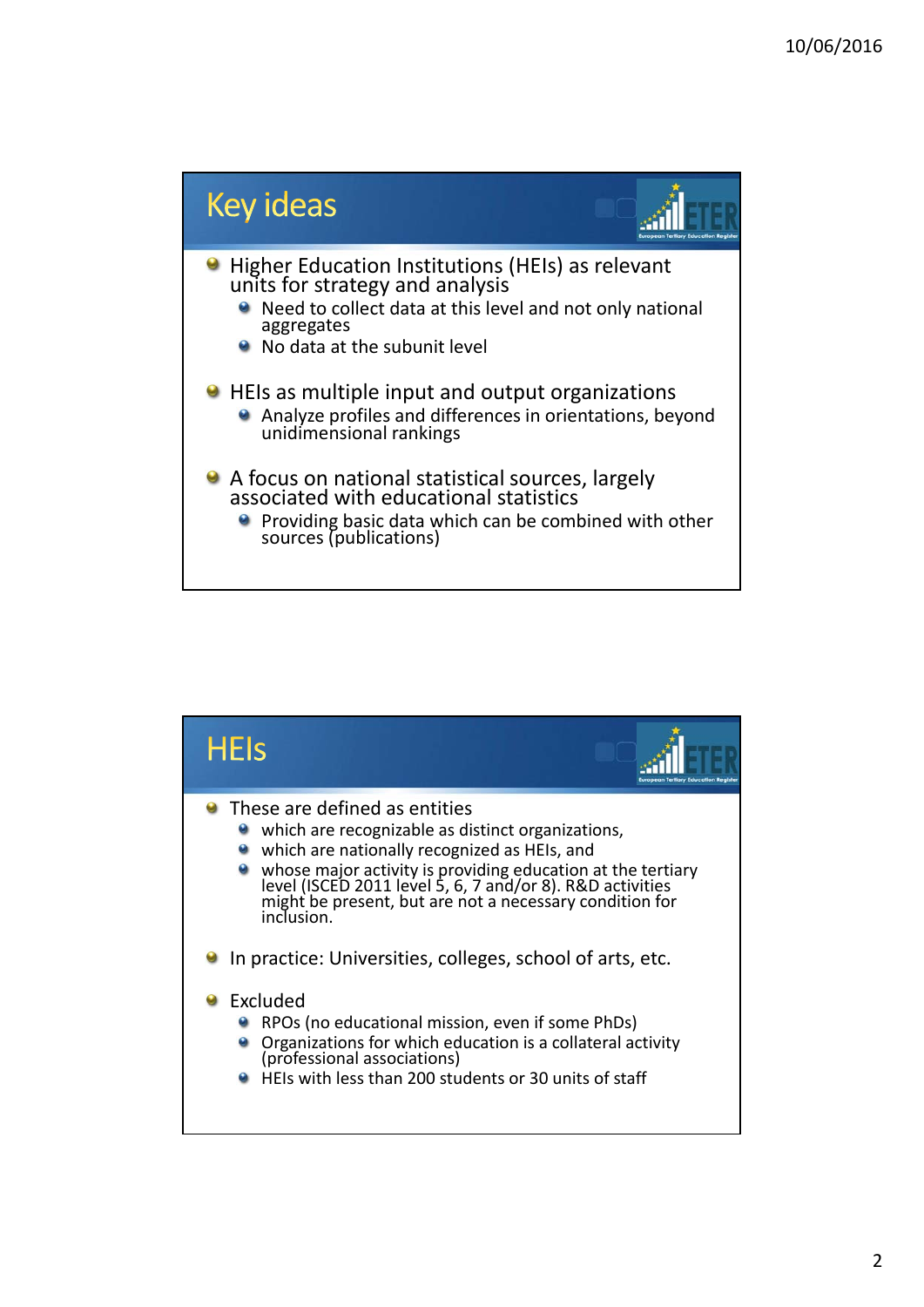## Key ideas

- Higher Education Institutions (HEIs) as relevant units for strategy and analysis
  - Need to collect data at this level and not only national aggregates
  - No data at the subunit level
- HEIs as multiple input and output organizations
  - Analyze profiles and differences in orientations, beyond unidimensional rankings
- A focus on national statistical sources, largely associated with educational statistics
  - Providing basic data which can be combined with other sources (publications)

## HEIs

- These are defined as entities
  - which are recognizable as distinct organizations,
  - which are nationally recognized as HEIs, and
  - whose major activity is providing education at the tertiary level (ISCED 2011 level 5, 6, 7 and/or 8). R&D activities might be present, but are not a necessary condition for inclusion.
- In practice: Universities, colleges, school of arts, etc.
- Excluded
  - RPOs (no educational mission, even if some PhDs)
  - Organizations for which education is a collateral activity (professional associations)
  - HEIs with less than 200 students or 30 units of staff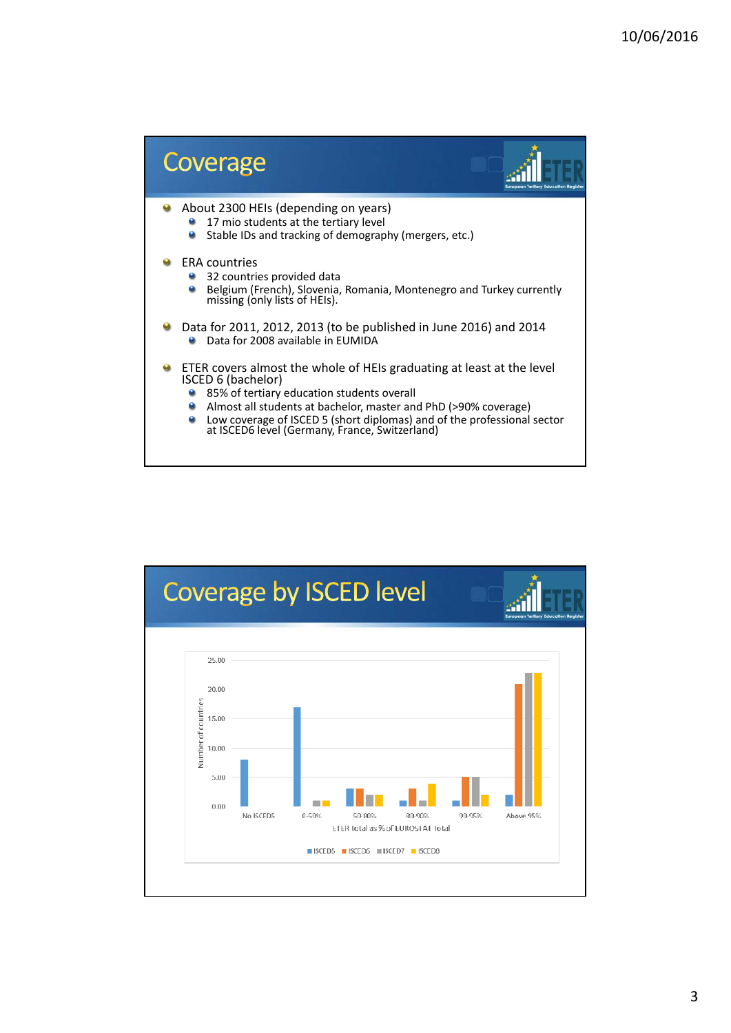# Coverage

- About 2300 HEIs (depending on years)
  - 17 mio students at the tertiary level
  - Stable IDs and tracking of demography (mergers, etc.)
- ERA countries
  - 32 countries provided data
  - Belgium (French), Slovenia, Romania, Montenegro and Turkey currently missing (only lists of HEIs).
- Data for 2011, 2012, 2013 (to be published in June 2016) and 2014
  - Data for 2008 available in EUMIDA
- ETER covers almost the whole of HEIs graduating at least at the level ISCED 6 (bachelor)
  - 85% of tertiary education students overall
  - Almost all students at bachelor, master and PhD (>90% coverage)
  - Low coverage of ISCED 5 (short diplomas) and of the professional sector at ISCED6 level (Germany, France, Switzerland)

# Coverage by ISCED level

Number of countries

25.00
20.00
15.00
10.00
5.00
0.00

No ISCED5 | 0-50% | 50-80% | 80-90% | 90-95% | Above 95%

ETER total as % of EUROSTAT total

ISCED5 | ISCED6 | ISCED7 | ISCED8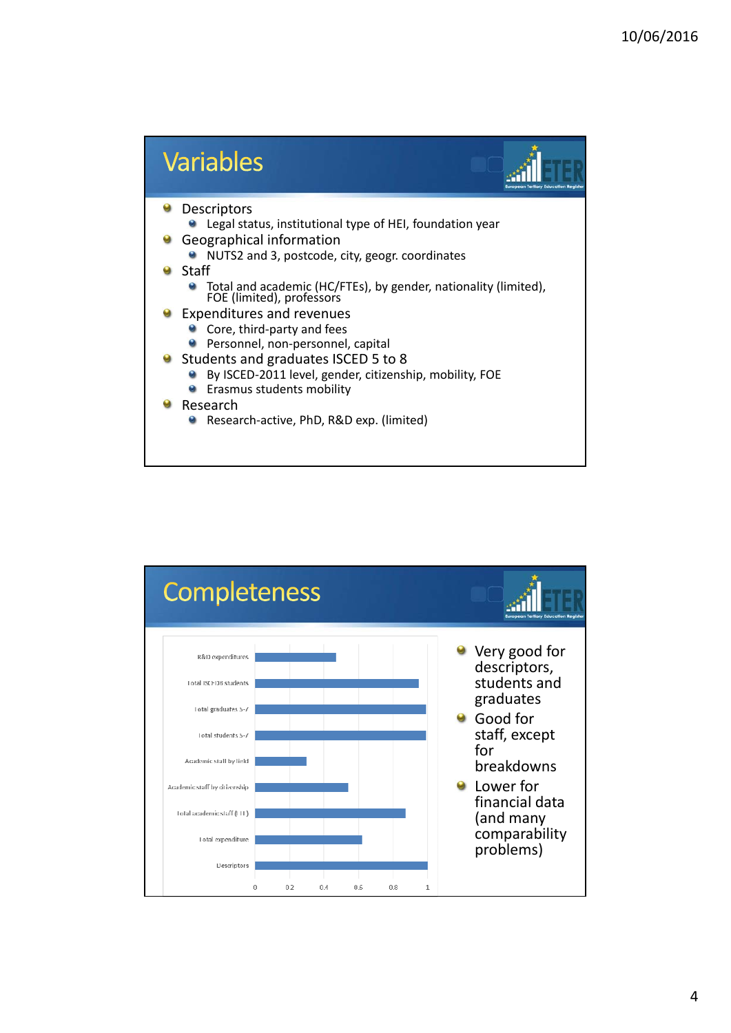## Variables

- Descriptors
  - Legal status, institutional type of HEI, foundation year
- Geographical information
  - NUTS2 and 3, postcode, city, geogr. coordinates
- Staff
  - Total and academic (HC/FTEs), by gender, nationality (limited), FOE (limited), professors
- Expenditures and revenues
  - Core, third-party and fees
  - Personnel, non-personnel, capital
- Students and graduates ISCED 5 to 8
  - By ISCED-2011 level, gender, citizenship, mobility, FOE
  - Erasmus students mobility
- Research
  - Research-active, PhD, R&D exp. (limited)

## Completeness

| Variable | Completeness (approx.) |
|---|---|
| R&D expenditures | 0.47 |
| Total ISCED8 students | 0.95 |
| Total graduates 5-7 | 0.99 |
| Total students 5-7 | 0.99 |
| Academic staff by field | 0.3 |
| Academic staff by citizenship | 0.54 |
| Total academic staff (FTE) | 0.87 |
| Total expenditure | 0.62 |
| Descriptors | 1 |

- Very good for descriptors, students and graduates
- Good for staff, except for breakdowns
- Lower for financial data (and many comparability problems)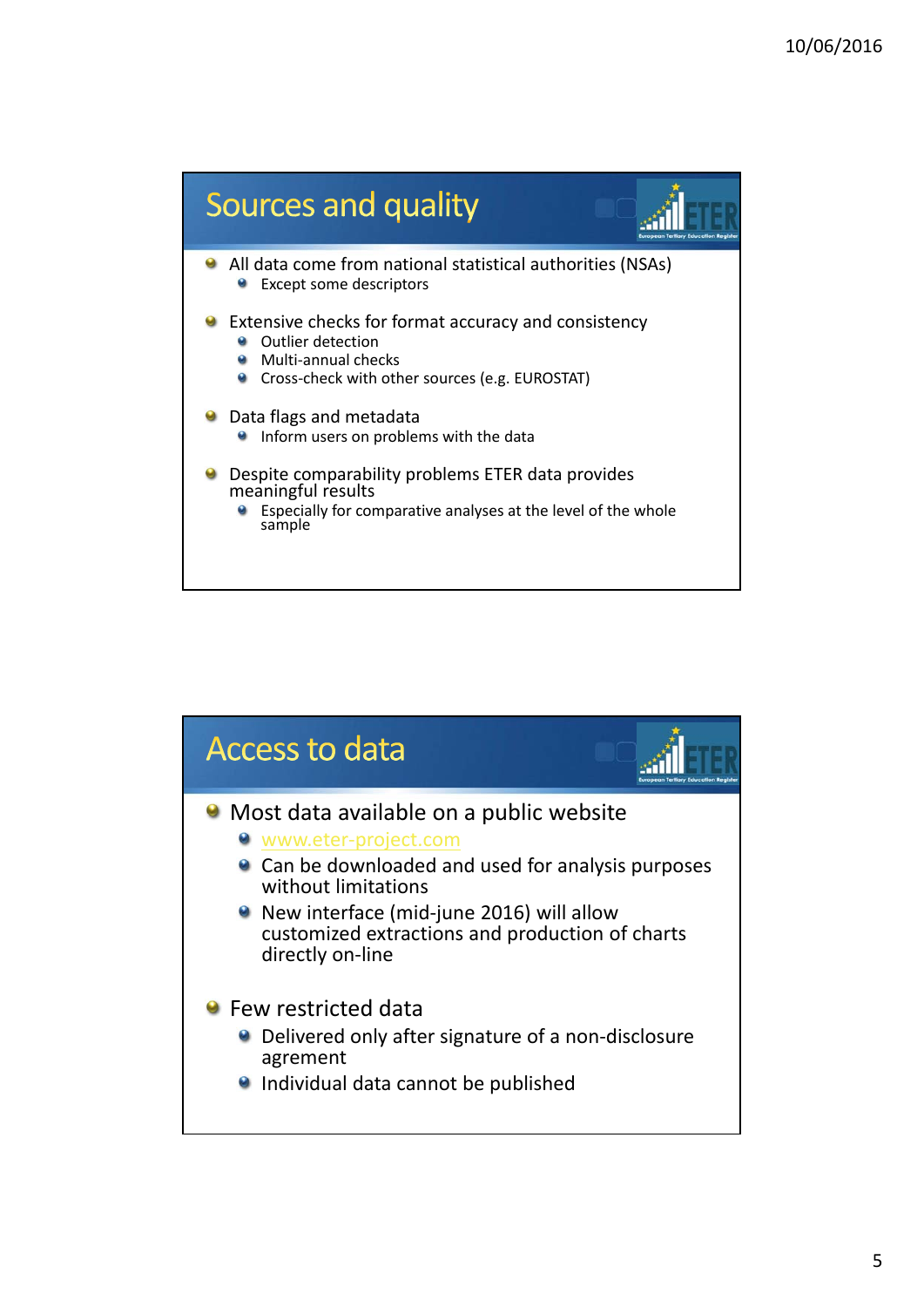## Sources and quality

- All data come from national statistical authorities (NSAs)
  - Except some descriptors
- Extensive checks for format accuracy and consistency
  - Outlier detection
  - Multi-annual checks
  - Cross-check with other sources (e.g. EUROSTAT)
- Data flags and metadata
  - Inform users on problems with the data
- Despite comparability problems ETER data provides meaningful results
  - Especially for comparative analyses at the level of the whole sample

## Access to data

- Most data available on a public website
  - www.eter-project.com
  - Can be downloaded and used for analysis purposes without limitations
  - New interface (mid-june 2016) will allow customized extractions and production of charts directly on-line
- Few restricted data
  - Delivered only after signature of a non-disclosure agrement
  - Individual data cannot be published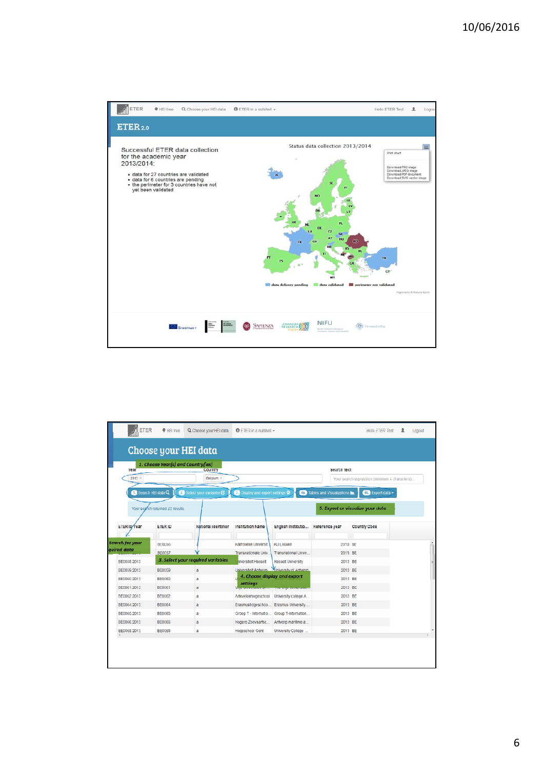ETER | HEI tree | Choose your HEI data | ETER in a nutshell | Hello ETER Test | Logout

# ETER 2.0

Successful ETER data collection for the academic year 2013/2014:

- data for 27 countries are validated
- data for 6 countries are pending
- the perimeter for 3 countries have not yet been validated

Status data collection 2013/2014

data delivery pending | data validated | perimeter not validated

ETER | HEI tree | Choose your HEI data | ETER in a nutshell | Hello ETER Test | Logout

# Choose your HEI data

1. Choose Year(s) and Country(ies)

Year: 2013 | Country: Belgium | Search Text: Your search expression (minimum 4 characters)

1 Search HEI data | 2 Select your variables | 3 Display and export settings | 4a Tables and Visualizations | 4b Export data

Your search returned 23 results.

5. Export or visualize your data

Search for your required data

3. Select your required variables

4. Choose display and export settings

| ETER ID Year | ETER ID | National Identifier | Institution Name | English Institution... | Reference year | Country Code |
|---|---|---|---|---|---|---|
| | BE0056 | a | Katholieke Universit... | KU Leuven | 2013 | BE |
| | BE0057 | a | Transnationale Univ... | Transnational Unive... | 2013 | BE |
| BE0058.2013 | BE0058 | a | Universiteit Hasselt | Hasselt University | 2013 | BE |
| BE0059.2013 | BE0059 | a | Universiteit Antwerp... | University of Antwerp | 2013 | BE |
| BE0060.2013 | BE0060 | a | | | 2013 | BE |
| BE0061.2013 | BE0061 | a | Vrije Universiteit ... | | 2013 | BE |
| BE0062.2013 | BE0062 | a | Artevelehogeschool | University college A... | 2013 | BE |
| BE0064.2013 | BE0064 | a | Erasmushogeschoo... | Erasmus University ... | 2013 | BE |
| BE0065.2013 | BE0065 | a | Groep T - Internatio... | Group T-Internation... | 2013 | BE |
| BE0066.2013 | BE0066 | a | Hogere Zeevaartsc... | Antwerp maritime a... | 2013 | BE |
| BE0068.2013 | BE0068 | a | Hogeschool Gent | University College ... | 2013 | BE |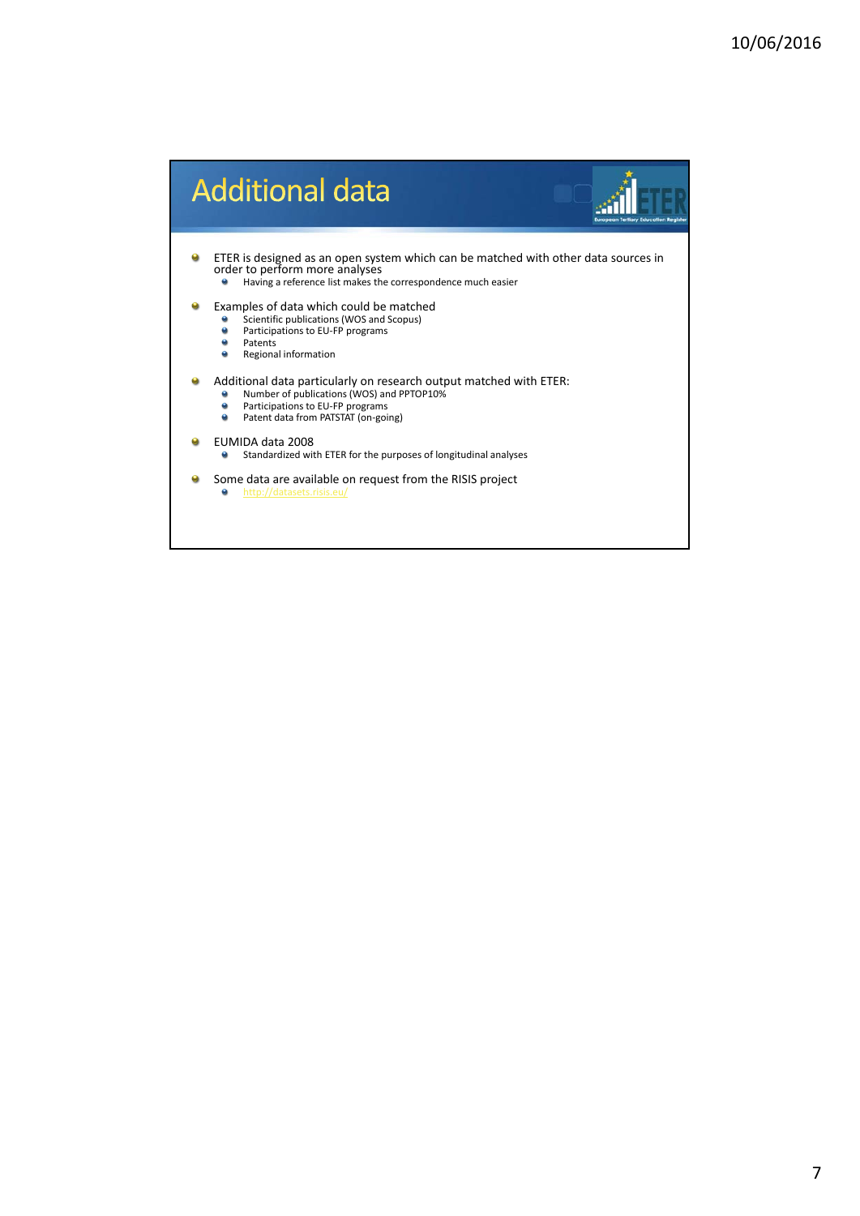# Additional data

- ETER is designed as an open system which can be matched with other data sources in order to perform more analyses
  - Having a reference list makes the correspondence much easier
- Examples of data which could be matched
  - Scientific publications (WOS and Scopus)
  - Participations to EU-FP programs
  - Patents
  - Regional information
- Additional data particularly on research output matched with ETER:
  - Number of publications (WOS) and PPTOP10%
  - Participations to EU-FP programs
  - Patent data from PATSTAT (on-going)
- EUMIDA data 2008
  - Standardized with ETER for the purposes of longitudinal analyses
- Some data are available on request from the RISIS project
  - http://datasets.risis.eu/